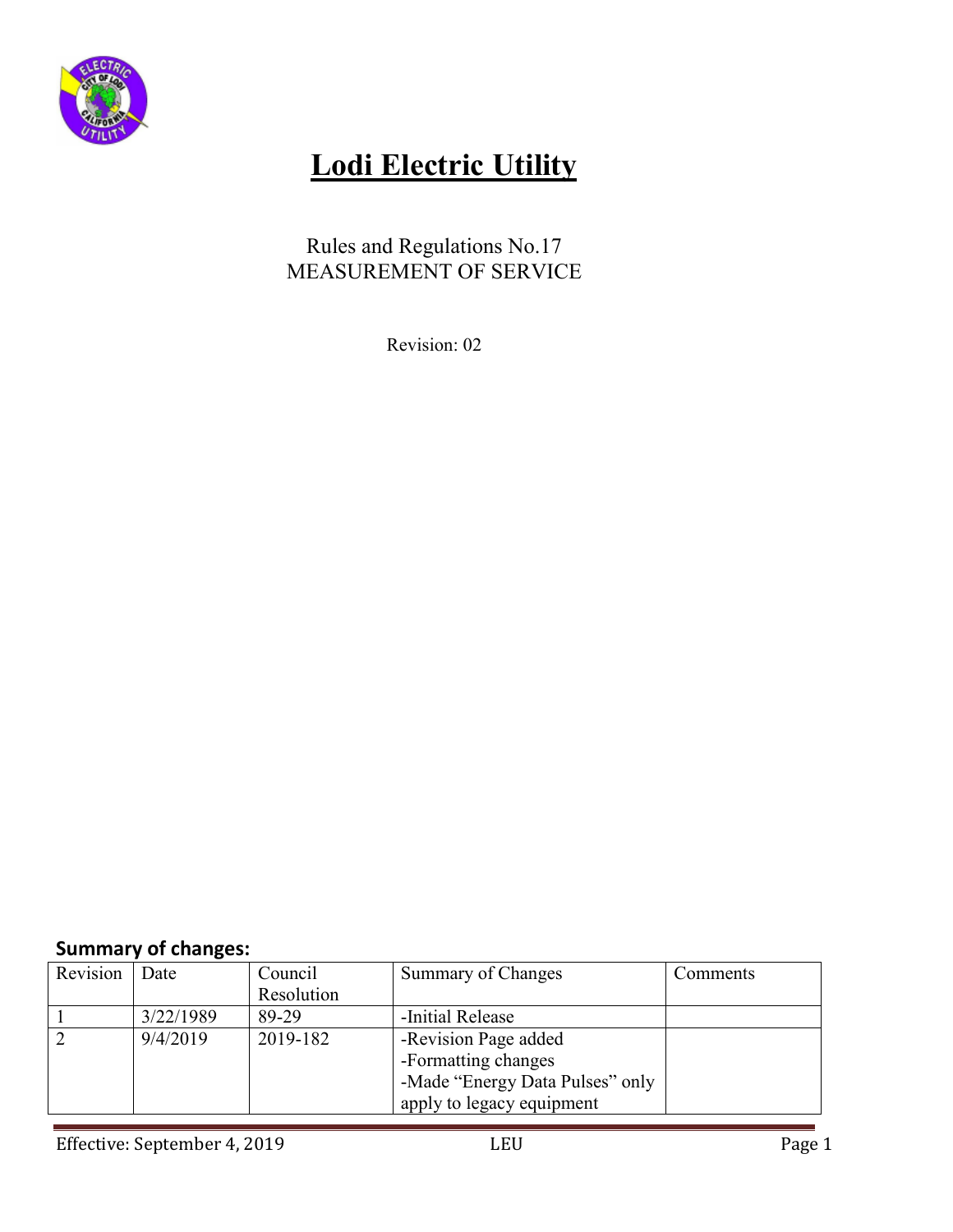# Lodi Electric Utility

Rules and Regulations No.17
MEASUREMENT OF SERVICE

Revision: 02

**Summary of changes:**

| Revision | Date | Council Resolution | Summary of Changes | Comments |
|---|---|---|---|---|
| 1 | 3/22/1989 | 89-29 | -Initial Release | |
| 2 | 9/4/2019 | 2019-182 | -Revision Page added<br>-Formatting changes<br>-Made “Energy Data Pulses” only apply to legacy equipment | |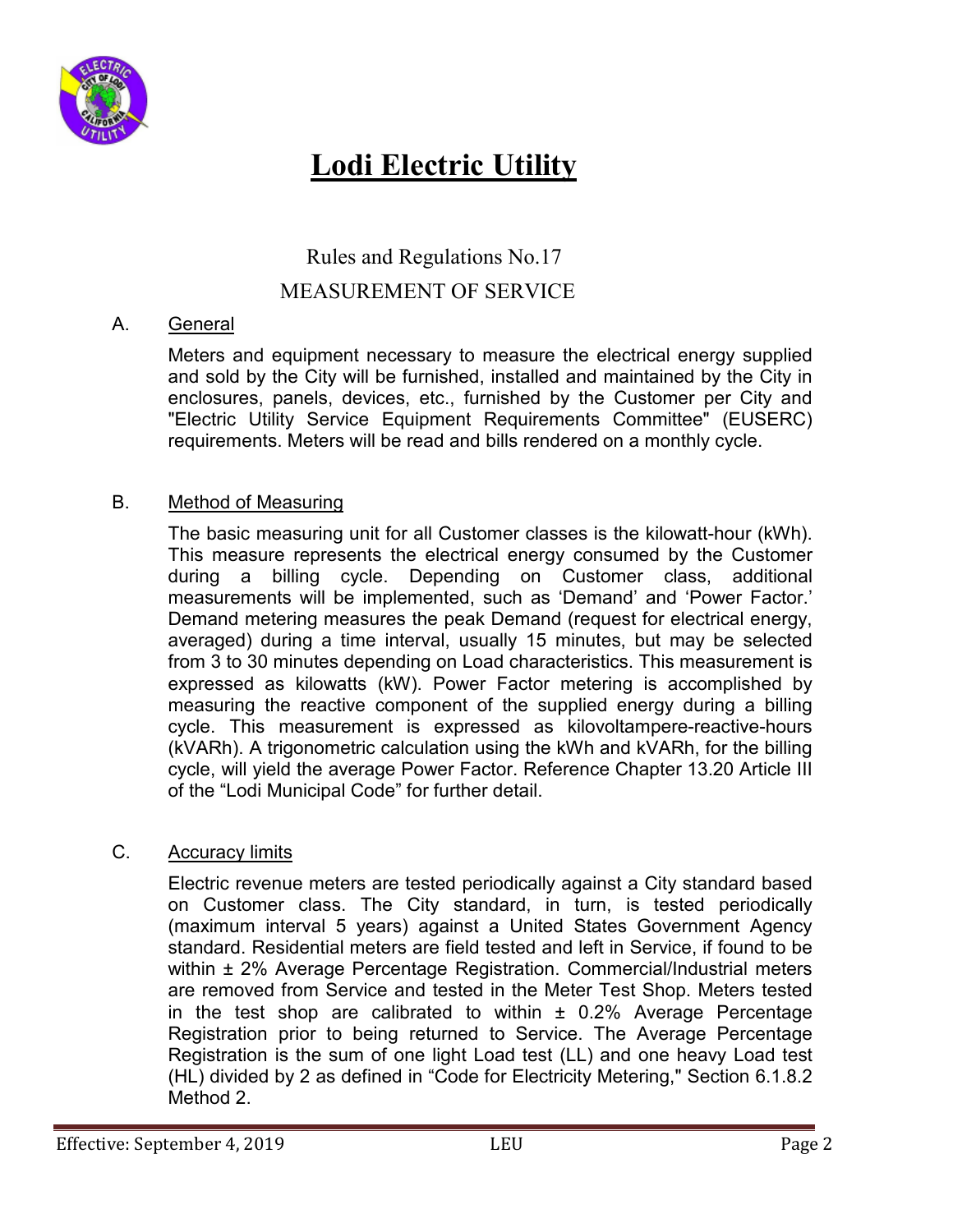# Lodi Electric Utility

## Rules and Regulations No.17

## MEASUREMENT OF SERVICE

### A. General

Meters and equipment necessary to measure the electrical energy supplied and sold by the City will be furnished, installed and maintained by the City in enclosures, panels, devices, etc., furnished by the Customer per City and "Electric Utility Service Equipment Requirements Committee" (EUSERC) requirements. Meters will be read and bills rendered on a monthly cycle.

### B. Method of Measuring

The basic measuring unit for all Customer classes is the kilowatt-hour (kWh). This measure represents the electrical energy consumed by the Customer during a billing cycle. Depending on Customer class, additional measurements will be implemented, such as 'Demand' and 'Power Factor.' Demand metering measures the peak Demand (request for electrical energy, averaged) during a time interval, usually 15 minutes, but may be selected from 3 to 30 minutes depending on Load characteristics. This measurement is expressed as kilowatts (kW). Power Factor metering is accomplished by measuring the reactive component of the supplied energy during a billing cycle. This measurement is expressed as kilovoltampere-reactive-hours (kVARh). A trigonometric calculation using the kWh and kVARh, for the billing cycle, will yield the average Power Factor. Reference Chapter 13.20 Article III of the "Lodi Municipal Code" for further detail.

### C. Accuracy limits

Electric revenue meters are tested periodically against a City standard based on Customer class. The City standard, in turn, is tested periodically (maximum interval 5 years) against a United States Government Agency standard. Residential meters are field tested and left in Service, if found to be within ± 2% Average Percentage Registration. Commercial/Industrial meters are removed from Service and tested in the Meter Test Shop. Meters tested in the test shop are calibrated to within ± 0.2% Average Percentage Registration prior to being returned to Service. The Average Percentage Registration is the sum of one light Load test (LL) and one heavy Load test (HL) divided by 2 as defined in "Code for Electricity Metering," Section 6.1.8.2 Method 2.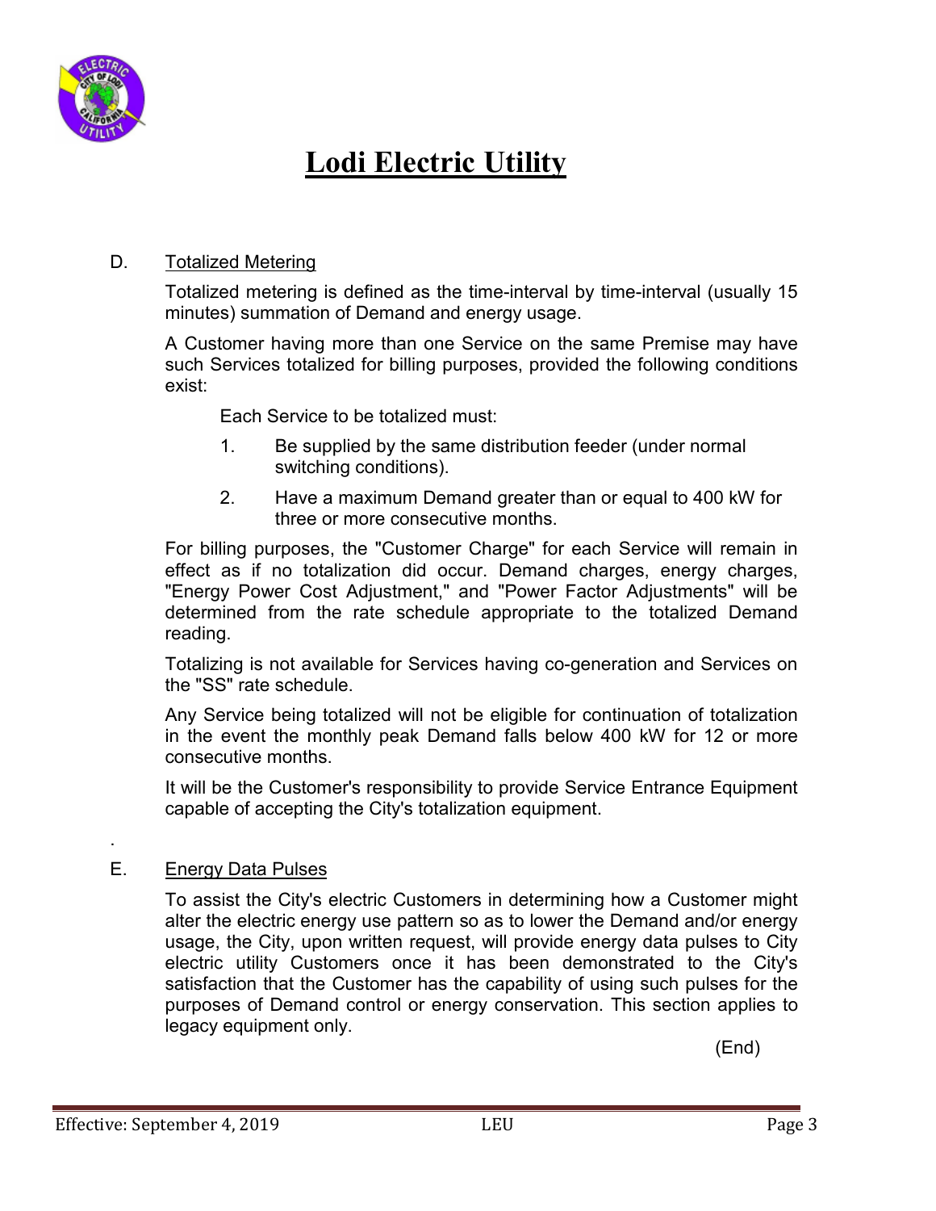# Lodi Electric Utility

D. Totalized Metering

Totalized metering is defined as the time-interval by time-interval (usually 15 minutes) summation of Demand and energy usage.

A Customer having more than one Service on the same Premise may have such Services totalized for billing purposes, provided the following conditions exist:

Each Service to be totalized must:

1. Be supplied by the same distribution feeder (under normal switching conditions).
2. Have a maximum Demand greater than or equal to 400 kW for three or more consecutive months.

For billing purposes, the "Customer Charge" for each Service will remain in effect as if no totalization did occur. Demand charges, energy charges, "Energy Power Cost Adjustment," and "Power Factor Adjustments" will be determined from the rate schedule appropriate to the totalized Demand reading.

Totalizing is not available for Services having co-generation and Services on the "SS" rate schedule.

Any Service being totalized will not be eligible for continuation of totalization in the event the monthly peak Demand falls below 400 kW for 12 or more consecutive months.

It will be the Customer's responsibility to provide Service Entrance Equipment capable of accepting the City's totalization equipment.

.

E. Energy Data Pulses

To assist the City's electric Customers in determining how a Customer might alter the electric energy use pattern so as to lower the Demand and/or energy usage, the City, upon written request, will provide energy data pulses to City electric utility Customers once it has been demonstrated to the City's satisfaction that the Customer has the capability of using such pulses for the purposes of Demand control or energy conservation. This section applies to legacy equipment only.

(End)

Effective: September 4, 2019